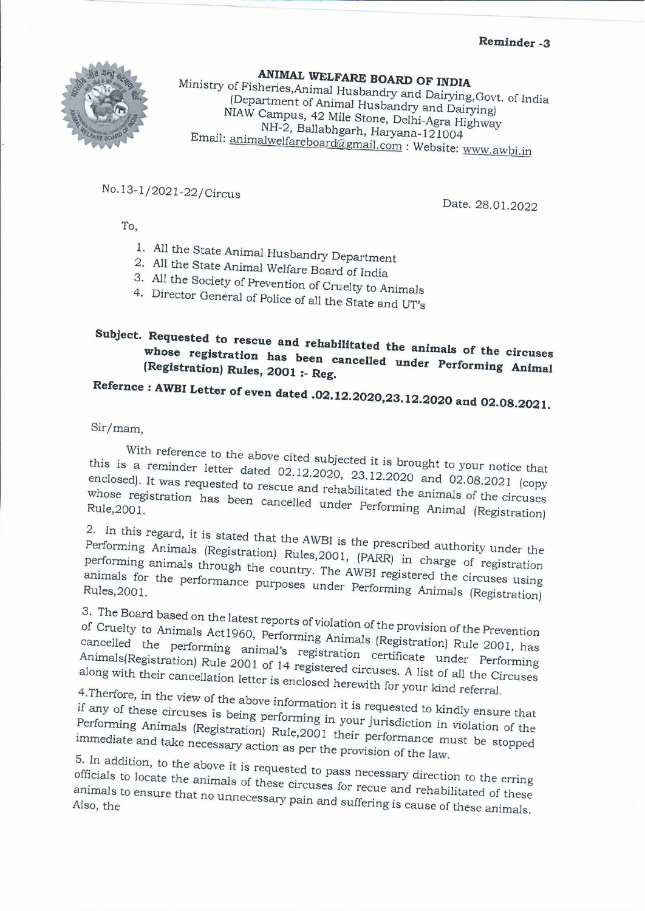**Reminder -3**

**ANIMAL WELFARE BOARD OF INDIA**
Ministry of Fisheries,Animal Husbandry and Dairying,Govt. of India
(Department of Animal Husbandry and Dairying)
NIAW Campus, 42 Mile Stone, Delhi-Agra Highway
NH-2, Ballabhgarh, Haryana-121004
Email: animalwelfareboard@gmail.com : Website: www.awbi.in

No.13-1/2021-22/Circus

Date. 28.01.2022

To,

1. All the State Animal Husbandry Department
2. All the State Animal Welfare Board of India
3. All the Society of Prevention of Cruelty to Animals
4. Director General of Police of all the State and UT's

**Subject. Requested to rescue and rehabilitated the animals of the circuses whose registration has been cancelled under Performing Animal (Registration) Rules, 2001 :- Reg.**

**Refernce : AWBI Letter of even dated .02.12.2020,23.12.2020 and 02.08.2021.**

Sir/mam,

With reference to the above cited subjected it is brought to your notice that this is a reminder letter dated 02.12.2020, 23.12.2020 and 02.08.2021 (copy enclosed). It was requested to rescue and rehabilitated the animals of the circuses whose registration has been cancelled under Performing Animal (Registration) Rule,2001.

2. In this regard, it is stated that the AWBI is the prescribed authority under the Performing Animals (Registration) Rules,2001, (PARR) in charge of registration performing animals through the country. The AWBI registered the circuses using animals for the performance purposes under Performing Animals (Registration) Rules,2001.

3. The Board based on the latest reports of violation of the provision of the Prevention of Cruelty to Animals Act1960, Performing Animals (Registration) Rule 2001, has cancelled the performing animal's registration certificate under Performing Animals(Registration) Rule 2001 of 14 registered circuses. A list of all the Circuses along with their cancellation letter is enclosed herewith for your kind referral.

4.Therfore, in the view of the above information it is requested to kindly ensure that if any of these circuses is being performing in your jurisdiction in violation of the Performing Animals (Registration) Rule,2001 their performance must be stopped immediate and take necessary action as per the provision of the law.

5. In addition, to the above it is requested to pass necessary direction to the erring officials to locate the animals of these circuses for recue and rehabilitated of these animals to ensure that no unnecessary pain and suffering is cause of these animals. Also, the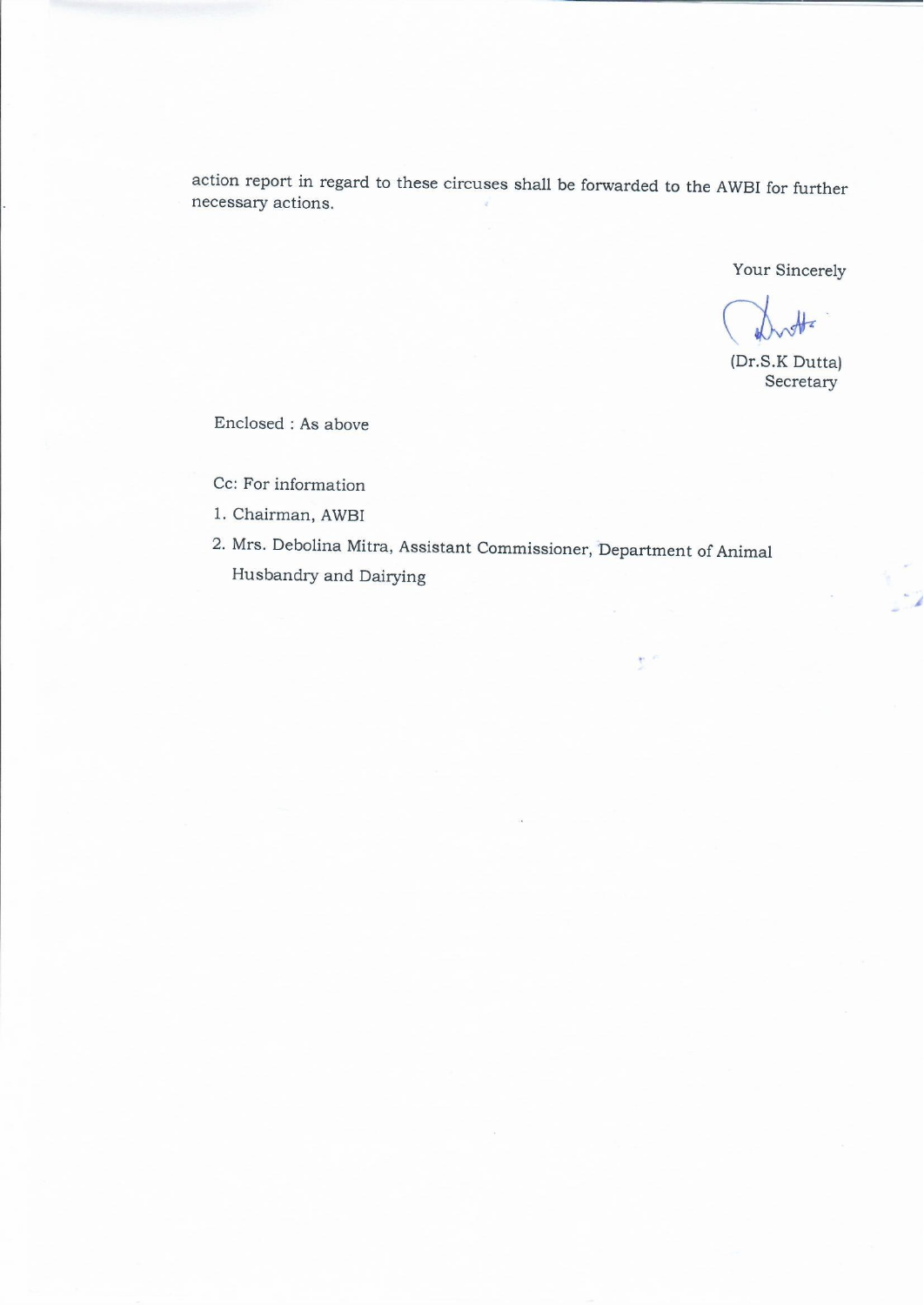action report in regard to these circuses shall be forwarded to the AWBI for further necessary actions.

Your Sincerely

(Dr.S.K Dutta)
Secretary

Enclosed : As above

Cc: For information

1. Chairman, AWBI
2. Mrs. Debolina Mitra, Assistant Commissioner, Department of Animal Husbandry and Dairying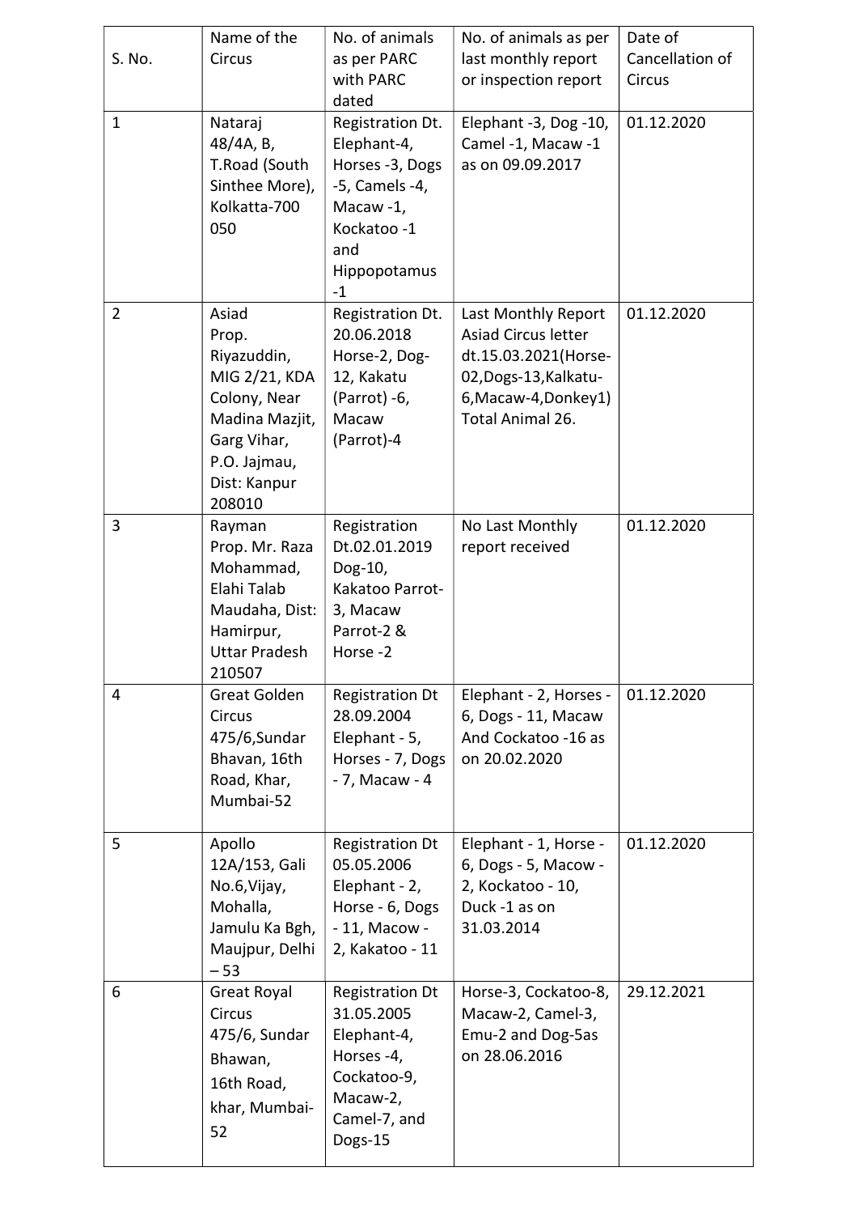| S. No. | Name of the Circus | No. of animals as per PARC with PARC dated | No. of animals as per last monthly report or inspection report | Date of Cancellation of Circus |
|---|---|---|---|---|
| 1 | Nataraj 48/4A, B, T.Road (South Sinthee More), Kolkatta-700 050 | Registration Dt. Elephant-4, Horses -3, Dogs -5, Camels -4, Macaw -1, Kockatoo -1 and Hippopotamus -1 | Elephant -3, Dog -10, Camel -1, Macaw -1 as on 09.09.2017 | 01.12.2020 |
| 2 | Asiad Prop. Riyazuddin, MIG 2/21, KDA Colony, Near Madina Mazjit, Garg Vihar, P.O. Jajmau, Dist: Kanpur 208010 | Registration Dt. 20.06.2018 Horse-2, Dog-12, Kakatu (Parrot) -6, Macaw (Parrot)-4 | Last Monthly Report Asiad Circus letter dt.15.03.2021(Horse-02,Dogs-13,Kalkatu-6,Macaw-4,Donkey1) Total Animal 26. | 01.12.2020 |
| 3 | Rayman Prop. Mr. Raza Mohammad, Elahi Talab Maudaha, Dist: Hamirpur, Uttar Pradesh 210507 | Registration Dt.02.01.2019 Dog-10, Kakatoo Parrot-3, Macaw Parrot-2 & Horse -2 | No Last Monthly report received | 01.12.2020 |
| 4 | Great Golden Circus 475/6,Sundar Bhavan, 16th Road, Khar, Mumbai-52 | Registration Dt 28.09.2004 Elephant - 5, Horses - 7, Dogs - 7, Macaw - 4 | Elephant - 2, Horses - 6, Dogs - 11, Macaw And Cockatoo -16 as on 20.02.2020 | 01.12.2020 |
| 5 | Apollo 12A/153, Gali No.6,Vijay, Mohalla, Jamulu Ka Bgh, Maujpur, Delhi – 53 | Registration Dt 05.05.2006 Elephant - 2, Horse - 6, Dogs - 11, Macow - 2, Kakatoo - 11 | Elephant - 1, Horse - 6, Dogs - 5, Macow - 2, Kockatoo - 10, Duck -1 as on 31.03.2014 | 01.12.2020 |
| 6 | Great Royal Circus 475/6, Sundar Bhawan, 16th Road, khar, Mumbai-52 | Registration Dt 31.05.2005 Elephant-4, Horses -4, Cockatoo-9, Macaw-2, Camel-7, and Dogs-15 | Horse-3, Cockatoo-8, Macaw-2, Camel-3, Emu-2 and Dog-5as on 28.06.2016 | 29.12.2021 |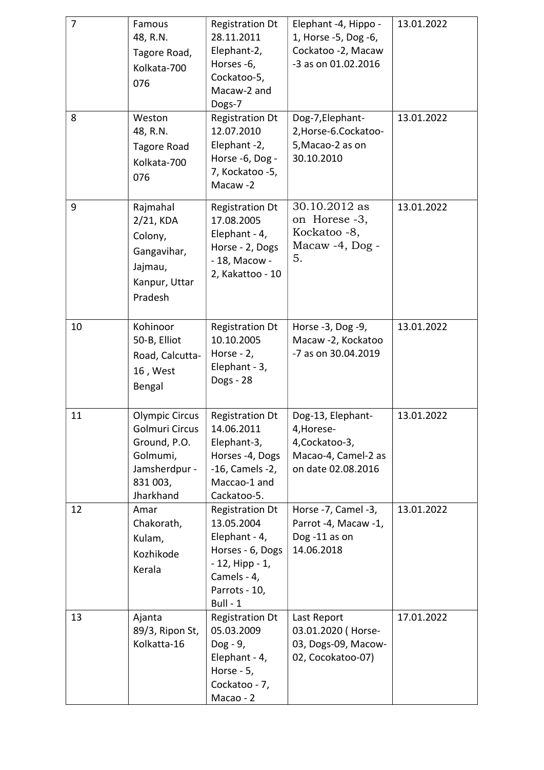| 7 | Famous 48, R.N. Tagore Road, Kolkata-700 076 | Registration Dt 28.11.2011 Elephant-2, Horses -6, Cockatoo-5, Macaw-2 and Dogs-7 | Elephant -4, Hippo - 1, Horse -5, Dog -6, Cockatoo -2, Macaw -3 as on 01.02.2016 | 13.01.2022 |
|---|---|---|---|---|
| 8 | Weston 48, R.N. Tagore Road Kolkata-700 076 | Registration Dt 12.07.2010 Elephant -2, Horse -6, Dog - 7, Kockatoo -5, Macaw -2 | Dog-7,Elephant-2,Horse-6.Cockatoo-5,Macao-2 as on 30.10.2010 | 13.01.2022 |
| 9 | Rajmahal 2/21, KDA Colony, Gangavihar, Jajmau, Kanpur, Uttar Pradesh | Registration Dt 17.08.2005 Elephant - 4, Horse - 2, Dogs - 18, Macow - 2, Kakattoo - 10 | 30.10.2012 as on Horese -3, Kockatoo -8, Macaw -4, Dog - 5. | 13.01.2022 |
| 10 | Kohinoor 50-B, Elliot Road, Calcutta-16 , West Bengal | Registration Dt 10.10.2005 Horse - 2, Elephant - 3, Dogs - 28 | Horse -3, Dog -9, Macaw -2, Kockatoo -7 as on 30.04.2019 | 13.01.2022 |
| 11 | Olympic Circus Golmuri Circus Ground, P.O. Golmumi, Jamsherdpur - 831 003, Jharkhand | Registration Dt 14.06.2011 Elephant-3, Horses -4, Dogs -16, Camels -2, Maccao-1 and Cackatoo-5. | Dog-13, Elephant-4,Horese-4,Cockatoo-3, Macao-4, Camel-2 as on date 02.08.2016 | 13.01.2022 |
| 12 | Amar Chakorath, Kulam, Kozhikode Kerala | Registration Dt 13.05.2004 Elephant - 4, Horses - 6, Dogs - 12, Hipp - 1, Camels - 4, Parrots - 10, Bull - 1 | Horse -7, Camel -3, Parrot -4, Macaw -1, Dog -11 as on 14.06.2018 | 13.01.2022 |
| 13 | Ajanta 89/3, Ripon St, Kolkatta-16 | Registration Dt 05.03.2009 Dog - 9, Elephant - 4, Horse - 5, Cockatoo - 7, Macao - 2 | Last Report 03.01.2020 ( Horse-03, Dogs-09, Macow-02, Cocokatoo-07) | 17.01.2022 |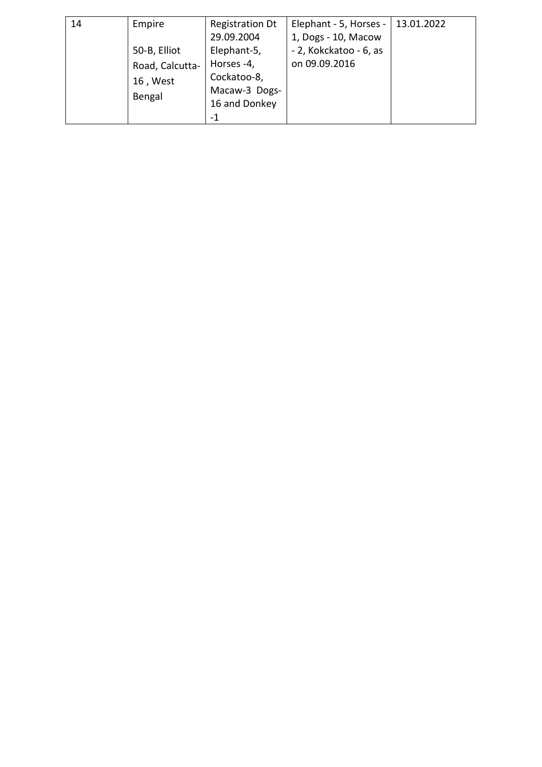| | | | | |
|---|---|---|---|---|
| 14 | Empire<br><br>50-B, Elliot Road, Calcutta-16 , West Bengal | Registration Dt 29.09.2004 Elephant-5, Horses -4, Cockatoo-8, Macaw-3 Dogs-16 and Donkey -1 | Elephant - 5, Horses - 1, Dogs - 10, Macow - 2, Kokckatoo - 6, as on 09.09.2016 | 13.01.2022 |